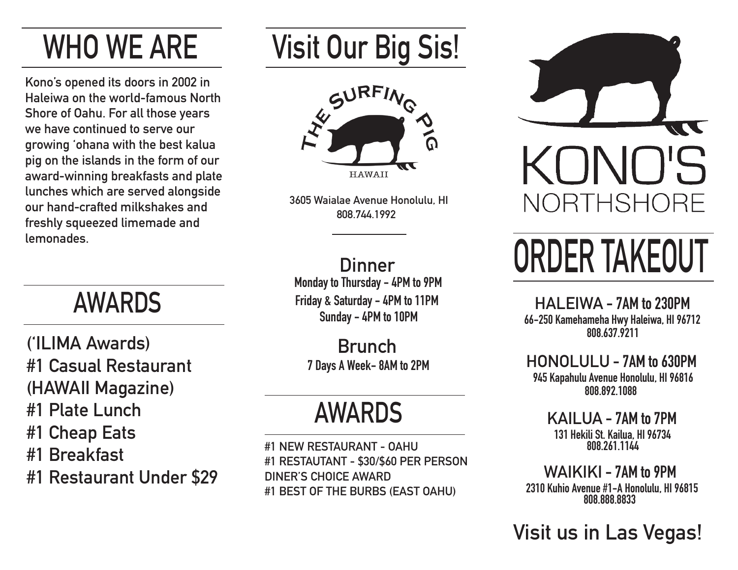# WHO WE ARE

Kono's opened its doors in 2002 in Haleiwa on the world-famous North Shore of Oahu. For all those years we have continued to serve our growing ʻohana with the best kalua pig on the islands in the form of our award-winning breakfasts and plate lunches which are served alongside our hand-crafted milkshakes and freshly squeezed limemade and lemonades.

# AWARDS

(ʻILIMA Awards)
#1 Casual Restaurant
(HAWAII Magazine)
#1 Plate Lunch
#1 Cheap Eats
#1 Breakfast
#1 Restaurant Under $29

# Visit Our Big Sis!

THE SURFING PIG
HAWAII

3605 Waialae Avenue Honolulu, HI
808.744.1992

**Dinner**
Monday to Thursday - 4PM to 9PM
Friday & Saturday - 4PM to 11PM
Sunday - 4PM to 10PM

**Brunch**
7 Days A Week- 8AM to 2PM

# AWARDS

#1 NEW RESTAURANT - OAHU
#1 RESTATUANT - $30/$60 PER PERSON
DINER'S CHOICE AWARD
#1 BEST OF THE BURBS (EAST OAHU)

KONO'S
NORTHSHORE

# ORDER TAKEOUT

**HALEIWA - 7AM to 230PM**
66-250 Kamehameha Hwy Haleiwa, HI 96712
808.637.9211

**HONOLULU - 7AM to 630PM**
945 Kapahulu Avenue Honolulu, HI 96816
808.892.1088

**KAILUA - 7AM to 7PM**
131 Hekili St. Kailua, HI 96734
808.261.1144

**WAIKIKI - 7AM to 9PM**
2310 Kuhio Avenue #1-A Honolulu, HI 96815
808.888.8833

## Visit us in Las Vegas!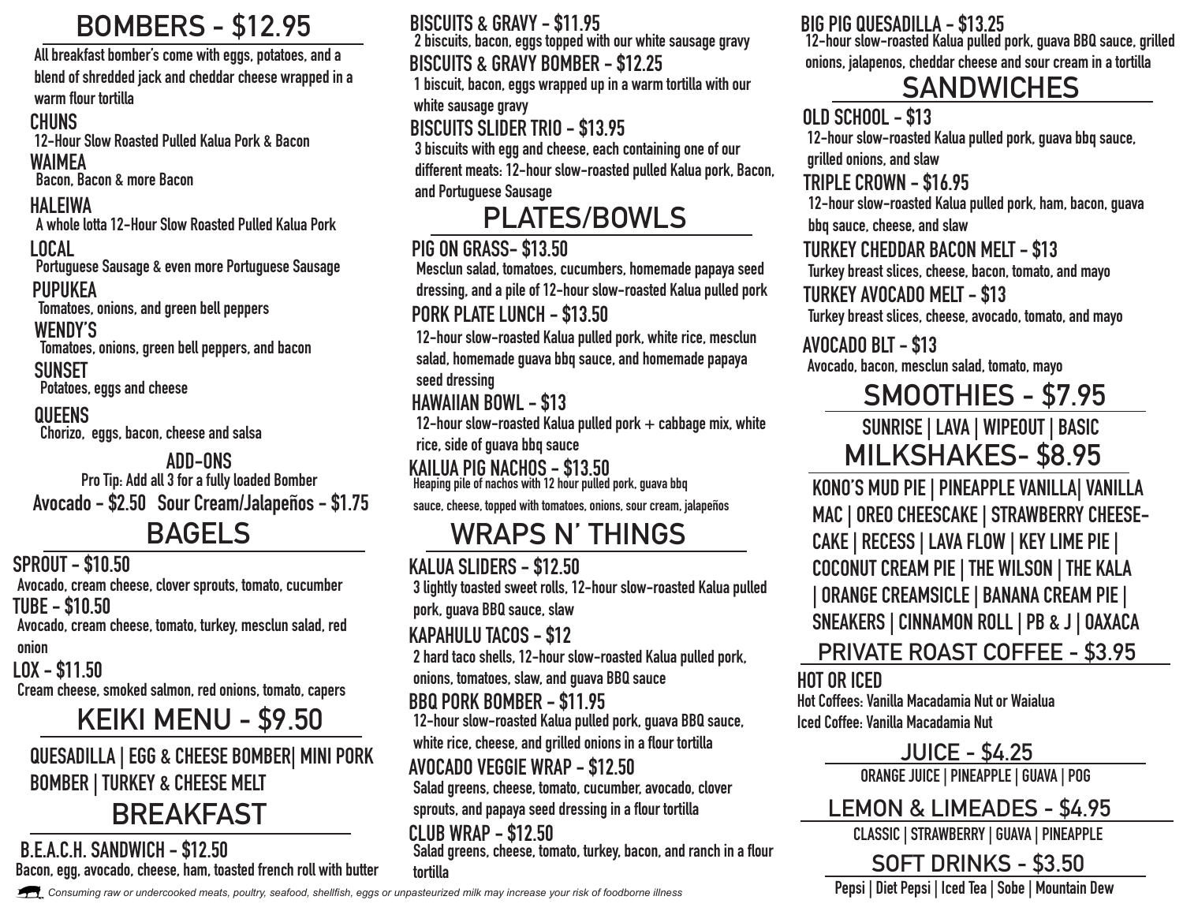# BOMBERS - $12.95

All breakfast bomber's come with eggs, potatoes, and a blend of shredded jack and cheddar cheese wrapped in a warm flour tortilla

### CHUNS
12-Hour Slow Roasted Pulled Kalua Pork & Bacon

### WAIMEA
Bacon, Bacon & more Bacon

### HALEIWA
A whole lotta 12-Hour Slow Roasted Pulled Kalua Pork

### LOCAL
Portuguese Sausage & even more Portuguese Sausage

### PUPUKEA
Tomatoes, onions, and green bell peppers

### WENDY'S
Tomatoes, onions, green bell peppers, and bacon

### SUNSET
Potatoes, eggs and cheese

### QUEENS
Chorizo, eggs, bacon, cheese and salsa

### ADD-ONS
Pro Tip: Add all 3 for a fully loaded Bomber

Avocado - $2.50 Sour Cream/Jalapeños - $1.75

# BAGELS

### SPROUT - $10.50
Avocado, cream cheese, clover sprouts, tomato, cucumber

### TUBE - $10.50
Avocado, cream cheese, tomato, turkey, mesclun salad, red onion

### LOX - $11.50
Cream cheese, smoked salmon, red onions, tomato, capers

# KEIKI MENU - $9.50

QUESADILLA | EGG & CHEESE BOMBER| MINI PORK BOMBER | TURKEY & CHEESE MELT

# BREAKFAST

### B.E.A.C.H. SANDWICH - $12.50
Bacon, egg, avocado, cheese, ham, toasted french roll with butter

### BISCUITS & GRAVY - $11.95
2 biscuits, bacon, eggs topped with our white sausage gravy

### BISCUITS & GRAVY BOMBER - $12.25
1 biscuit, bacon, eggs wrapped up in a warm tortilla with our white sausage gravy

### BISCUITS SLIDER TRIO - $13.95
3 biscuits with egg and cheese, each containing one of our different meats: 12-hour slow-roasted pulled Kalua pork, Bacon, and Portuguese Sausage

# PLATES/BOWLS

### PIG ON GRASS- $13.50
Mesclun salad, tomatoes, cucumbers, homemade papaya seed dressing, and a pile of 12-hour slow-roasted Kalua pulled pork

### PORK PLATE LUNCH - $13.50
12-hour slow-roasted Kalua pulled pork, white rice, mesclun salad, homemade guava bbq sauce, and homemade papaya seed dressing

### HAWAIIAN BOWL - $13
12-hour slow-roasted Kalua pulled pork + cabbage mix, white rice, side of guava bbq sauce

### KAILUA PIG NACHOS - $13.50
Heaping pile of nachos with 12 hour pulled pork, guava bbq sauce, cheese, topped with tomatoes, onions, sour cream, jalapeños

# WRAPS N' THINGS

### KALUA SLIDERS - $12.50
3 lightly toasted sweet rolls, 12-hour slow-roasted Kalua pulled pork, guava BBQ sauce, slaw

### KAPAHULU TACOS - $12
2 hard taco shells, 12-hour slow-roasted Kalua pulled pork, onions, tomatoes, slaw, and guava BBQ sauce

### BBQ PORK BOMBER - $11.95
12-hour slow-roasted Kalua pulled pork, guava BBQ sauce, white rice, cheese, and grilled onions in a flour tortilla

### AVOCADO VEGGIE WRAP - $12.50
Salad greens, cheese, tomato, cucumber, avocado, clover sprouts, and papaya seed dressing in a flour tortilla

### CLUB WRAP - $12.50
Salad greens, cheese, tomato, turkey, bacon, and ranch in a flour tortilla

### BIG PIG QUESADILLA - $13.25
12-hour slow-roasted Kalua pulled pork, guava BBQ sauce, grilled onions, jalapenos, cheddar cheese and sour cream in a tortilla

# SANDWICHES

### OLD SCHOOL - $13
12-hour slow-roasted Kalua pulled pork, guava bbq sauce, grilled onions, and slaw

### TRIPLE CROWN - $16.95
12-hour slow-roasted Kalua pulled pork, ham, bacon, guava bbq sauce, cheese, and slaw

### TURKEY CHEDDAR BACON MELT - $13
Turkey breast slices, cheese, bacon, tomato, and mayo

### TURKEY AVOCADO MELT - $13
Turkey breast slices, cheese, avocado, tomato, and mayo

### AVOCADO BLT - $13
Avocado, bacon, mesclun salad, tomato, mayo

# SMOOTHIES - $7.95

SUNRISE | LAVA | WIPEOUT | BASIC

# MILKSHAKES- $8.95

KONO'S MUD PIE | PINEAPPLE VANILLA| VANILLA MAC | OREO CHEESCAKE | STRAWBERRY CHEESE-CAKE | RECESS | LAVA FLOW | KEY LIME PIE | COCONUT CREAM PIE | THE WILSON | THE KALA | ORANGE CREAMSICLE | BANANA CREAM PIE | SNEAKERS | CINNAMON ROLL | PB & J | OAXACA

# PRIVATE ROAST COFFEE - $3.95

### HOT OR ICED
Hot Coffees: Vanilla Macadamia Nut or Waialua

Iced Coffee: Vanilla Macadamia Nut

# JUICE - $4.25

ORANGE JUICE | PINEAPPLE | GUAVA | POG

# LEMON & LIMEADES - $4.95

CLASSIC | STRAWBERRY | GUAVA | PINEAPPLE

# SOFT DRINKS - $3.50

Pepsi | Diet Pepsi | Iced Tea | Sobe | Mountain Dew

*Consuming raw or undercooked meats, poultry, seafood, shellfish, eggs or unpasteurized milk may increase your risk of foodborne illness*